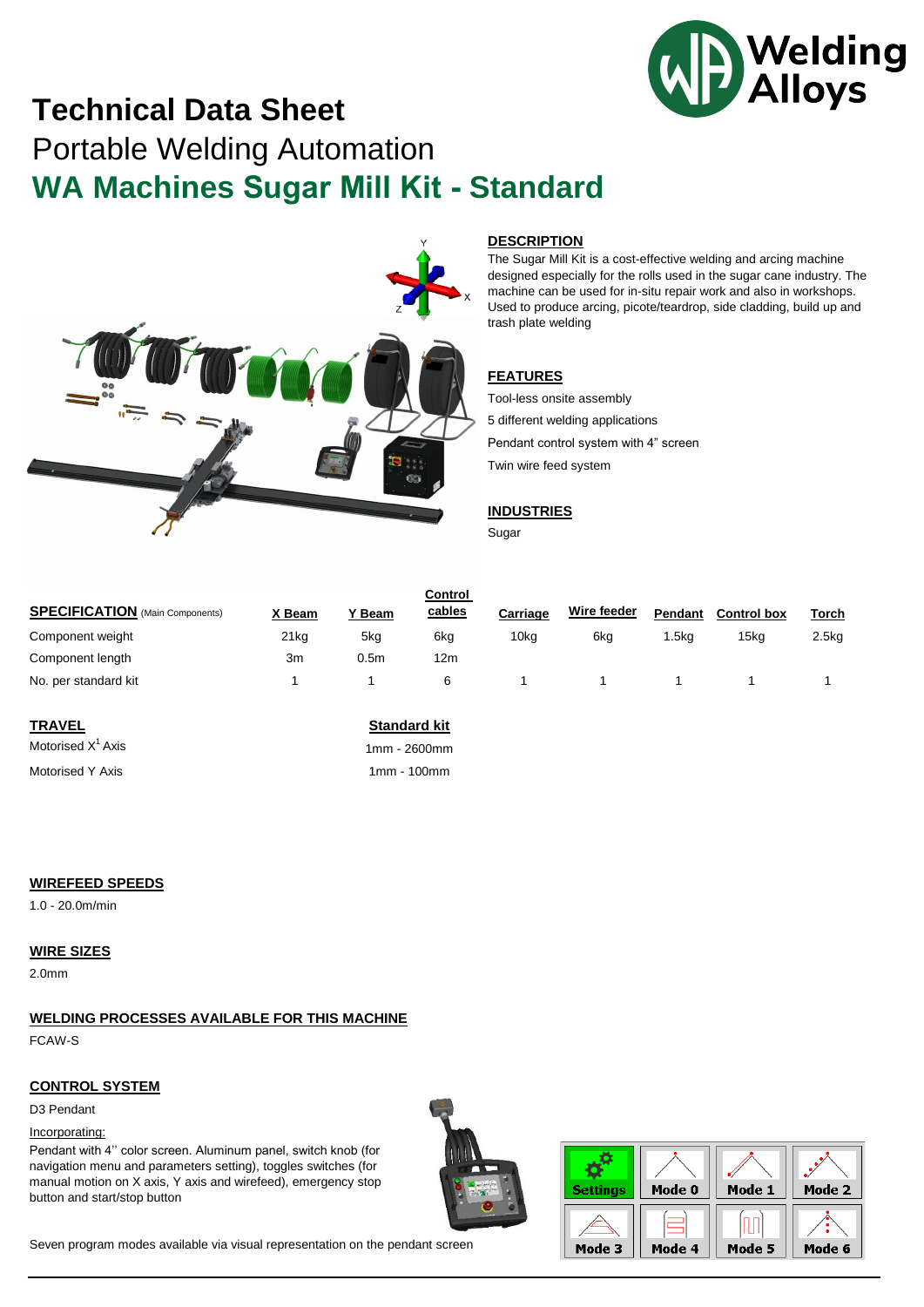# Technical Data Sheet

## Portable Welding Automation

## WA Machines Sugar Mill Kit - Standard

### DESCRIPTION

The Sugar Mill Kit is a cost-effective welding and arcing machine designed especially for the rolls used in the sugar cane industry. The machine can be used for in-situ repair work and also in workshops. Used to produce arcing, picote/teardrop, side cladding, build up and trash plate welding

### FEATURES

Tool-less onsite assembly

5 different welding applications

Pendant control system with 4" screen

Twin wire feed system

### INDUSTRIES

Sugar

| **SPECIFICATION** (Main Components) | X Beam | Y Beam | Control cables | Carriage | Wire feeder | Pendant | Control box | Torch |
|---|---|---|---|---|---|---|---|---|
| Component weight | 21kg | 5kg | 6kg | 10kg | 6kg | 1.5kg | 15kg | 2.5kg |
| Component length | 3m | 0.5m | 12m | | | | | |
| No. per standard kit | 1 | 1 | 6 | 1 | 1 | 1 | 1 | 1 |

| **TRAVEL** | Standard kit |
|---|---|
| Motorised X[1] Axis | 1mm - 2600mm |
| Motorised Y Axis | 1mm - 100mm |

### WIREFEED SPEEDS

1.0 - 20.0m/min

### WIRE SIZES

2.0mm

### WELDING PROCESSES AVAILABLE FOR THIS MACHINE

FCAW-S

### CONTROL SYSTEM

D3 Pendant

Incorporating:

Pendant with 4'' color screen. Aluminum panel, switch knob (for navigation menu and parameters setting), toggles switches (for manual motion on X axis, Y axis and wirefeed), emergency stop button and start/stop button

Seven program modes available via visual representation on the pendant screen

Settings | Mode 0 | Mode 1 | Mode 2 | Mode 3 | Mode 4 | Mode 5 | Mode 6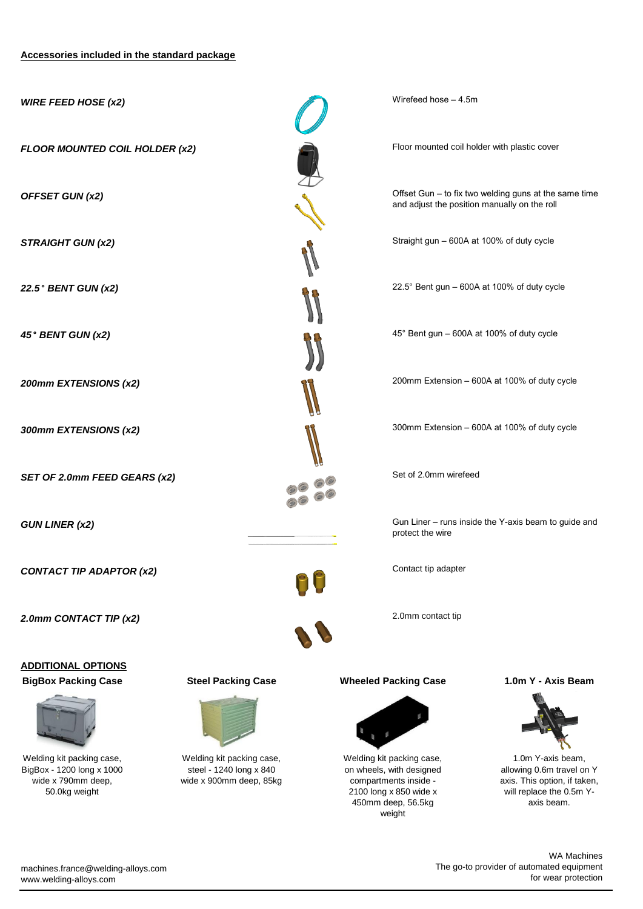## Accessories included in the standard package

| | |
|---|---|
| ***WIRE FEED HOSE (x2)*** | Wirefeed hose – 4.5m |
| ***FLOOR MOUNTED COIL HOLDER (x2)*** | Floor mounted coil holder with plastic cover |
| ***OFFSET GUN (x2)*** | Offset Gun – to fix two welding guns at the same time and adjust the position manually on the roll |
| ***STRAIGHT GUN (x2)*** | Straight gun – 600A at 100% of duty cycle |
| ***22.5° BENT GUN (x2)*** | 22.5° Bent gun – 600A at 100% of duty cycle |
| ***45° BENT GUN (x2)*** | 45° Bent gun – 600A at 100% of duty cycle |
| ***200mm EXTENSIONS (x2)*** | 200mm Extension – 600A at 100% of duty cycle |
| ***300mm EXTENSIONS (x2)*** | 300mm Extension – 600A at 100% of duty cycle |
| ***SET OF 2.0mm FEED GEARS (x2)*** | Set of 2.0mm wirefeed |
| ***GUN LINER (x2)*** | Gun Liner – runs inside the Y-axis beam to guide and protect the wire |
| ***CONTACT TIP ADAPTOR (x2)*** | Contact tip adapter |
| ***2.0mm CONTACT TIP (x2)*** | 2.0mm contact tip |

## ADDITIONAL OPTIONS

**BigBox Packing Case**

Welding kit packing case, BigBox - 1200 long x 1000 wide x 790mm deep, 50.0kg weight

**Steel Packing Case**

Welding kit packing case, steel - 1240 long x 840 wide x 900mm deep, 85kg

**Wheeled Packing Case**

Welding kit packing case, on wheels, with designed compartments inside - 2100 long x 850 wide x 450mm deep, 56.5kg weight

**1.0m Y - Axis Beam**

1.0m Y-axis beam, allowing 0.6m travel on Y axis. This option, if taken, will replace the 0.5m Y-axis beam.

machines.france@welding-alloys.com
www.welding-alloys.com

WA Machines
The go-to provider of automated equipment for wear protection